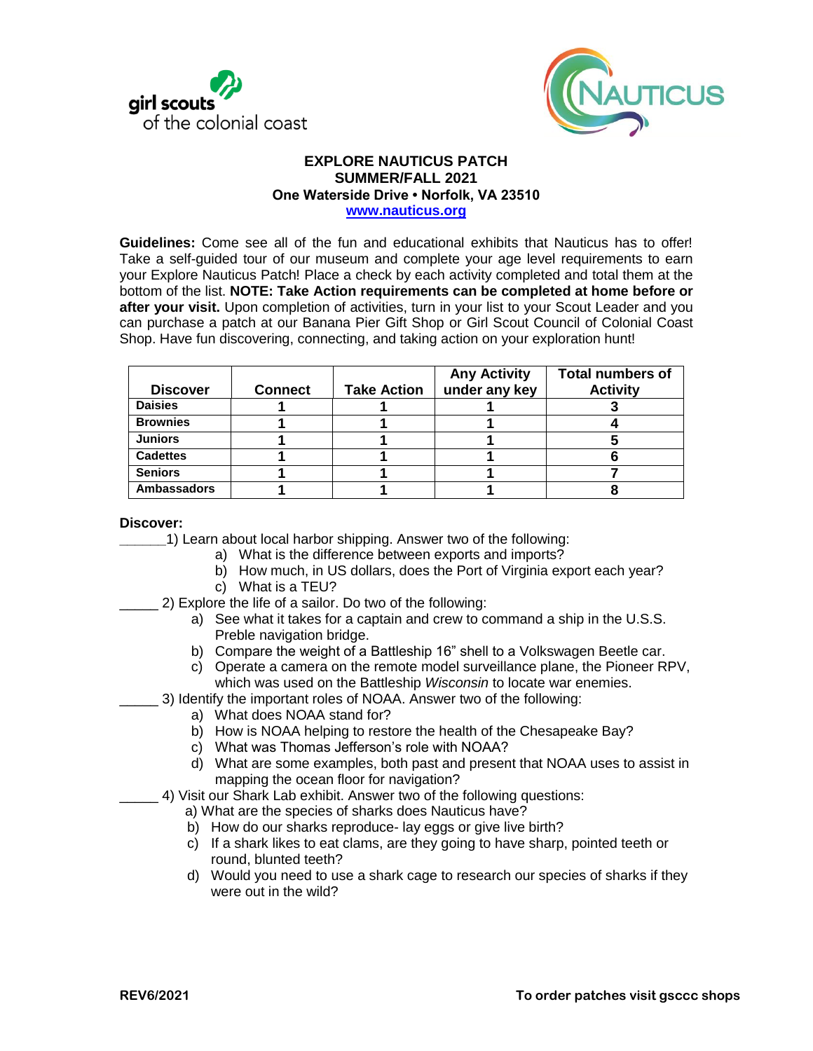girl scouts of the colonial coast

NAUTICUS

**EXPLORE NAUTICUS PATCH**
**SUMMER/FALL 2021**
**One Waterside Drive • Norfolk, VA 23510**
**[www.nauticus.org](http://www.nauticus.org)**

**Guidelines:** Come see all of the fun and educational exhibits that Nauticus has to offer! Take a self-guided tour of our museum and complete your age level requirements to earn your Explore Nauticus Patch! Place a check by each activity completed and total them at the bottom of the list. **NOTE: Take Action requirements can be completed at home before or after your visit.** Upon completion of activities, turn in your list to your Scout Leader and you can purchase a patch at our Banana Pier Gift Shop or Girl Scout Council of Colonial Coast Shop. Have fun discovering, connecting, and taking action on your exploration hunt!

| Discover | Connect | Take Action | Any Activity under any key | Total numbers of Activity |
|---|---|---|---|---|
| **Daisies** | 1 | 1 | 1 | 3 |
| **Brownies** | 1 | 1 | 1 | 4 |
| **Juniors** | 1 | 1 | 1 | 5 |
| **Cadettes** | 1 | 1 | 1 | 6 |
| **Seniors** | 1 | 1 | 1 | 7 |
| **Ambassadors** | 1 | 1 | 1 | 8 |

**Discover:**

______1) Learn about local harbor shipping. Answer two of the following:
- a) What is the difference between exports and imports?
- b) How much, in US dollars, does the Port of Virginia export each year?
- c) What is a TEU?

_____ 2) Explore the life of a sailor. Do two of the following:
- a) See what it takes for a captain and crew to command a ship in the U.S.S. Preble navigation bridge.
- b) Compare the weight of a Battleship 16" shell to a Volkswagen Beetle car.
- c) Operate a camera on the remote model surveillance plane, the Pioneer RPV, which was used on the Battleship *Wisconsin* to locate war enemies.

_____ 3) Identify the important roles of NOAA. Answer two of the following:
- a) What does NOAA stand for?
- b) How is NOAA helping to restore the health of the Chesapeake Bay?
- c) What was Thomas Jefferson's role with NOAA?
- d) What are some examples, both past and present that NOAA uses to assist in mapping the ocean floor for navigation?

_____ 4) Visit our Shark Lab exhibit. Answer two of the following questions:
- a) What are the species of sharks does Nauticus have?
- b) How do our sharks reproduce- lay eggs or give live birth?
- c) If a shark likes to eat clams, are they going to have sharp, pointed teeth or round, blunted teeth?
- d) Would you need to use a shark cage to research our species of sharks if they were out in the wild?

REV6/2021

**To order patches visit gsccc shops**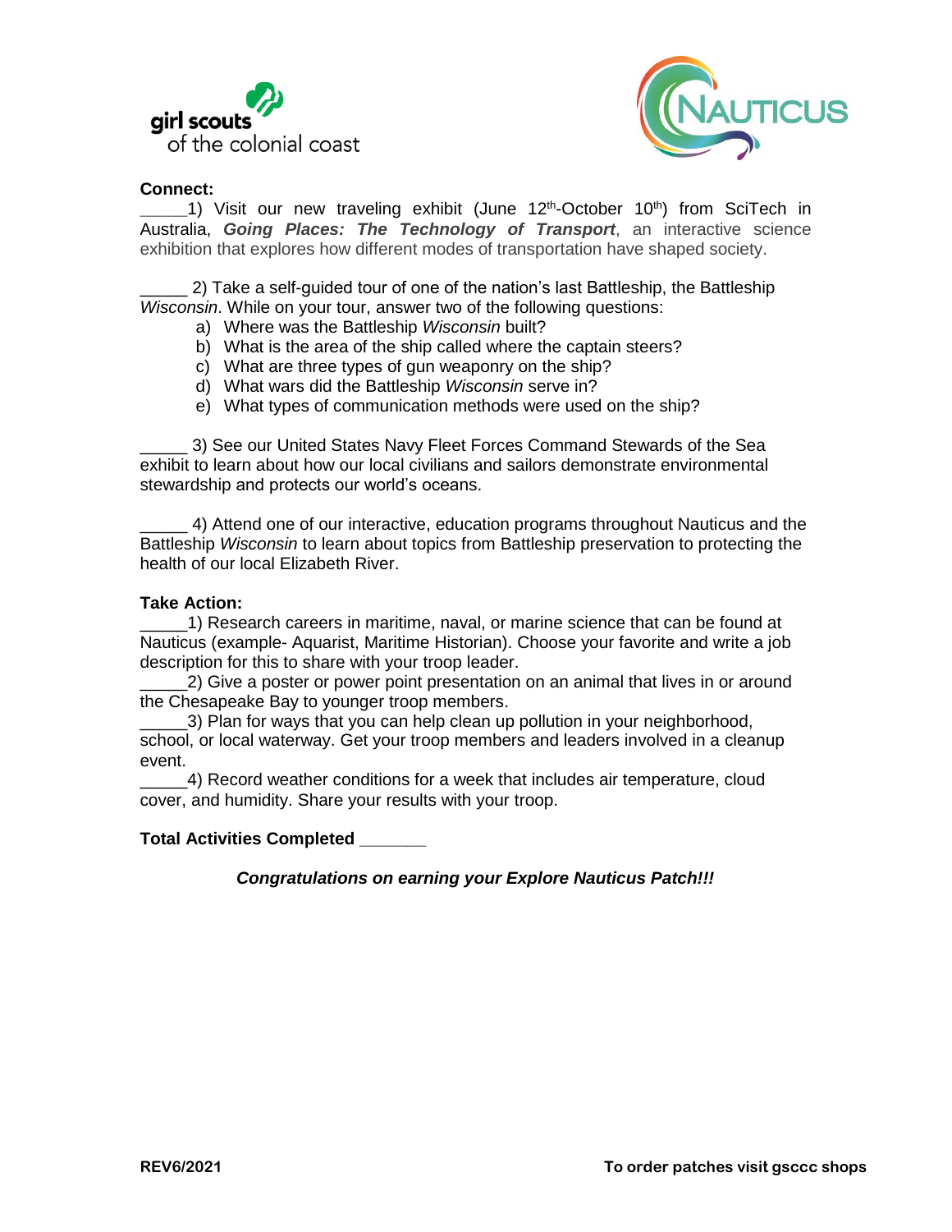girl scouts of the colonial coast

NAUTICUS

**Connect:**

_____1) Visit our new traveling exhibit (June 12th-October 10th) from SciTech in Australia, ***Going Places: The Technology of Transport***, an interactive science exhibition that explores how different modes of transportation have shaped society.

_____ 2) Take a self-guided tour of one of the nation's last Battleship, the Battleship *Wisconsin*. While on your tour, answer two of the following questions:

a) Where was the Battleship *Wisconsin* built?
b) What is the area of the ship called where the captain steers?
c) What are three types of gun weaponry on the ship?
d) What wars did the Battleship *Wisconsin* serve in?
e) What types of communication methods were used on the ship?

_____ 3) See our United States Navy Fleet Forces Command Stewards of the Sea exhibit to learn about how our local civilians and sailors demonstrate environmental stewardship and protects our world's oceans.

_____ 4) Attend one of our interactive, education programs throughout Nauticus and the Battleship *Wisconsin* to learn about topics from Battleship preservation to protecting the health of our local Elizabeth River.

**Take Action:**

_____1) Research careers in maritime, naval, or marine science that can be found at Nauticus (example- Aquarist, Maritime Historian). Choose your favorite and write a job description for this to share with your troop leader.

_____2) Give a poster or power point presentation on an animal that lives in or around the Chesapeake Bay to younger troop members.

_____3) Plan for ways that you can help clean up pollution in your neighborhood, school, or local waterway. Get your troop members and leaders involved in a cleanup event.

_____4) Record weather conditions for a week that includes air temperature, cloud cover, and humidity. Share your results with your troop.

**Total Activities Completed _______**

***Congratulations on earning your Explore Nauticus Patch!!!***

**REV6/2021** **To order patches visit gsccc shops**